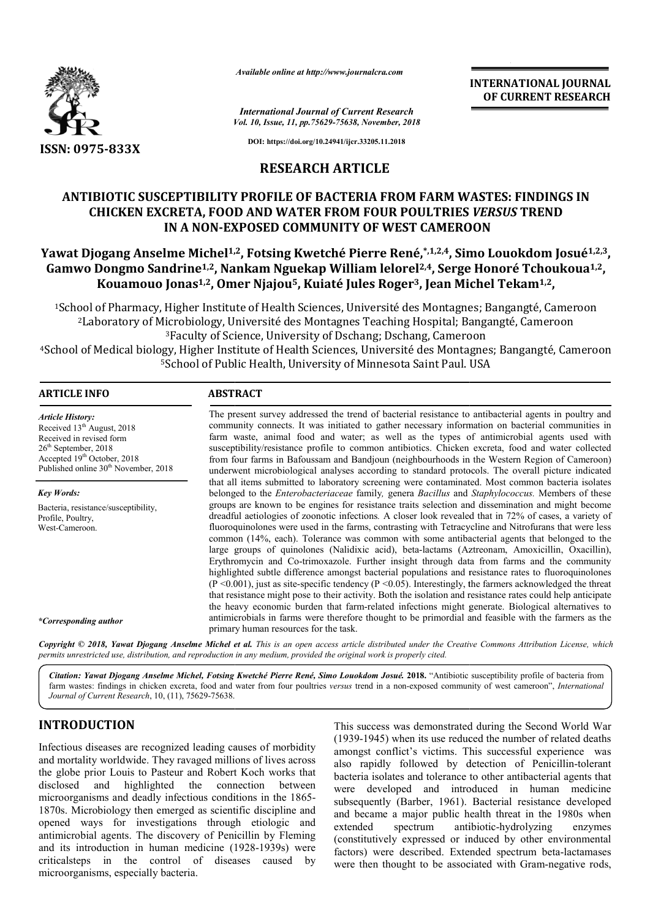ISSN: 0975-833X

*Available online at http://www.journalcra.com*

*International Journal of Current Research*
*Vol. 10, Issue, 11, pp.75629-75638, November, 2018*

DOI: https://doi.org/10.24941/ijcr.33205.11.2018

**INTERNATIONAL JOURNAL OF CURRENT RESEARCH**

**RESEARCH ARTICLE**

# ANTIBIOTIC SUSCEPTIBILITY PROFILE OF BACTERIA FROM FARM WASTES: FINDINGS IN CHICKEN EXCRETA, FOOD AND WATER FROM FOUR POULTRIES *VERSUS* TREND IN A NON-EXPOSED COMMUNITY OF WEST CAMEROON

**Yawat Djogang Anselme Michel[1,2], Fotsing Kwetché Pierre René,[*,1,2,4], Simo Louokdom Josué[1,2,3], Gamwo Dongmo Sandrine[1,2], Nankam Nguekap William lelorel[2,4], Serge Honoré Tchoukoua[1,2], Kouamouo Jonas[1,2], Omer Njajou[5], Kuiaté Jules Roger[3], Jean Michel Tekam[1,2],**

[1]School of Pharmacy, Higher Institute of Health Sciences, Université des Montagnes; Bangangté, Cameroon
[2]Laboratory of Microbiology, Université des Montagnes Teaching Hospital; Bangangté, Cameroon
[3]Faculty of Science, University of Dschang; Dschang, Cameroon
[4]School of Medical biology, Higher Institute of Health Sciences, Université des Montagnes; Bangangté, Cameroon
[5]School of Public Health, University of Minnesota Saint Paul. USA

## ARTICLE INFO

*Article History:*
Received 13th August, 2018
Received in revised form
26th September, 2018
Accepted 19th October, 2018
Published online 30th November, 2018

*Key Words:*
Bacteria, resistance/susceptibility, Profile, Poultry, West-Cameroon.

*\*Corresponding author*

## ABSTRACT

The present survey addressed the trend of bacterial resistance to antibacterial agents in poultry and community connects. It was initiated to gather necessary information on bacterial communities in farm waste, animal food and water; as well as the types of antimicrobial agents used with susceptibility/resistance profile to common antibiotics. Chicken excreta, food and water collected from four farms in Bafoussam and Bandjoun (neighbourhoods in the Western Region of Cameroon) underwent microbiological analyses according to standard protocols. The overall picture indicated that all items submitted to laboratory screening were contaminated. Most common bacteria isolates belonged to the *Enterobacteriaceae* family, genera *Bacillus* and *Staphylococcus.* Members of these groups are known to be engines for resistance traits selection and dissemination and might become dreadful aetiologies of zoonotic infections. A closer look revealed that in 72% of cases, a variety of fluoroquinolones were used in the farms, contrasting with Tetracycline and Nitrofurans that were less common (14%, each). Tolerance was common with some antibacterial agents that belonged to the large groups of quinolones (Nalidixic acid), beta-lactams (Aztreonam, Amoxicillin, Oxacillin), Erythromycin and Co-trimoxazole. Further insight through data from farms and the community highlighted subtle difference amongst bacterial populations and resistance rates to fluoroquinolones ($P < 0.001$), just as site-specific tendency ($P < 0.05$). Interestingly, the farmers acknowledged the threat that resistance might pose to their activity. Both the isolation and resistance rates could help anticipate the heavy economic burden that farm-related infections might generate. Biological alternatives to antimicrobials in farms were therefore thought to be primordial and feasible with the farmers as the primary human resources for the task.

*Copyright © 2018, Yawat Djogang Anselme Michel et al. This is an open access article distributed under the Creative Commons Attribution License, which permits unrestricted use, distribution, and reproduction in any medium, provided the original work is properly cited.*

**Citation: Yawat Djogang Anselme Michel, Fotsing Kwetché Pierre René, Simo Louokdom Josué. 2018.** "Antibiotic susceptibility profile of bacteria from farm wastes: findings in chicken excreta, food and water from four poultries *versus* trend in a non-exposed community of west cameroon", *International Journal of Current Research*, 10, (11), 75629-75638.

## INTRODUCTION

Infectious diseases are recognized leading causes of morbidity and mortality worldwide. They ravaged millions of lives across the globe prior Louis to Pasteur and Robert Koch works that disclosed and highlighted the connection between microorganisms and deadly infectious conditions in the 1865-1870s. Microbiology then emerged as scientific discipline and opened ways for investigations through etiologic and antimicrobial agents. The discovery of Penicillin by Fleming and its introduction in human medicine (1928-1939s) were criticalsteps in the control of diseases caused by microorganisms, especially bacteria.

This success was demonstrated during the Second World War (1939-1945) when its use reduced the number of related deaths amongst conflict's victims. This successful experience was also rapidly followed by detection of Penicillin-tolerant bacteria isolates and tolerance to other antibacterial agents that were developed and introduced in human medicine subsequently (Barber, 1961). Bacterial resistance developed and became a major public health threat in the 1980s when extended spectrum antibiotic-hydrolyzing enzymes (constitutively expressed or induced by other environmental factors) were described. Extended spectrum beta-lactamases were then thought to be associated with Gram-negative rods,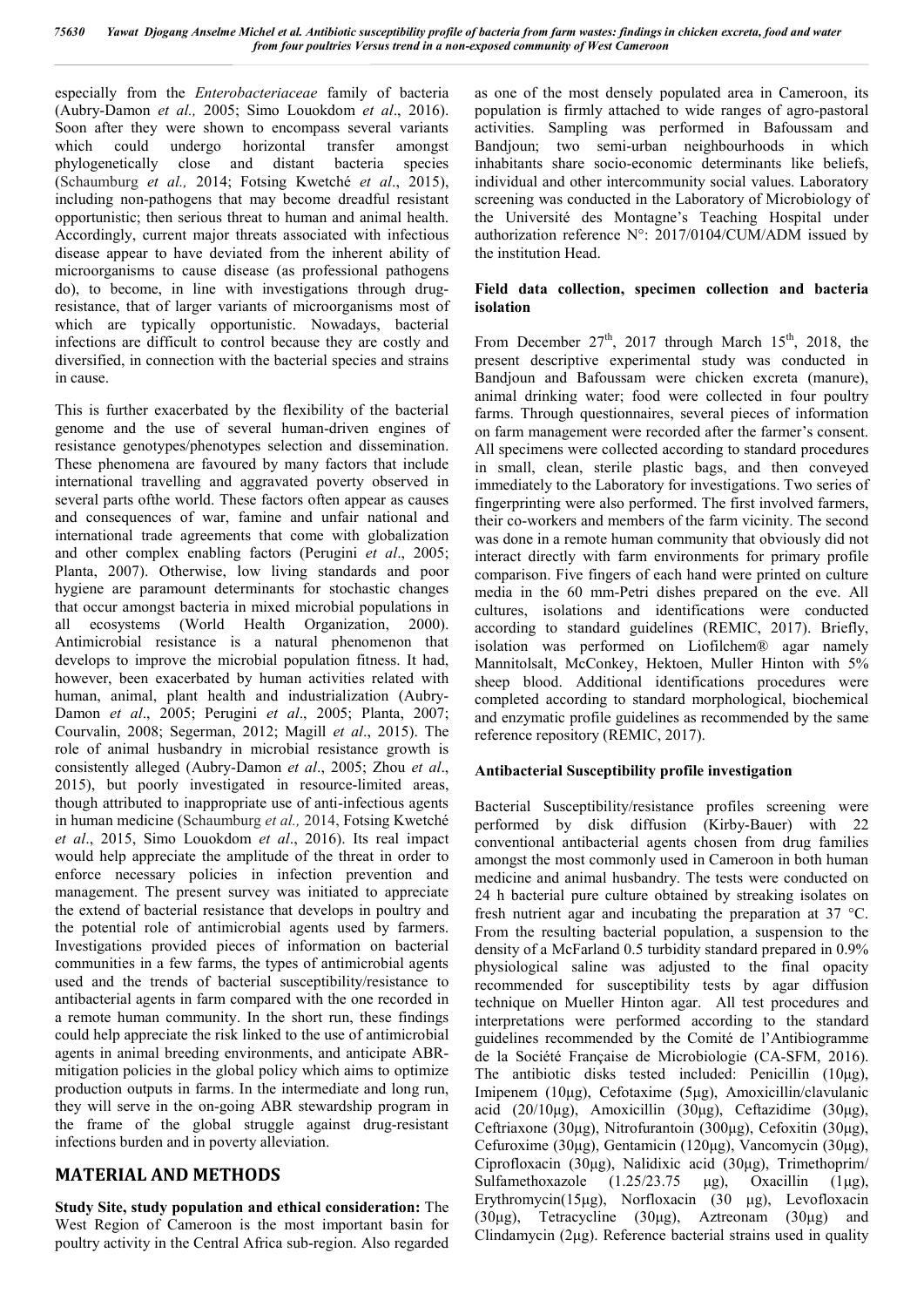especially from the *Enterobacteriaceae* family of bacteria (Aubry-Damon *et al.,* 2005; Simo Louokdom *et al*., 2016). Soon after they were shown to encompass several variants which could undergo horizontal transfer amongst phylogenetically close and distant bacteria species (Schaumburg *et al.,* 2014; Fotsing Kwetché *et al*., 2015), including non-pathogens that may become dreadful resistant opportunistic; then serious threat to human and animal health. Accordingly, current major threats associated with infectious disease appear to have deviated from the inherent ability of microorganisms to cause disease (as professional pathogens do), to become, in line with investigations through drug-resistance, that of larger variants of microorganisms most of which are typically opportunistic. Nowadays, bacterial infections are difficult to control because they are costly and diversified, in connection with the bacterial species and strains in cause.

This is further exacerbated by the flexibility of the bacterial genome and the use of several human-driven engines of resistance genotypes/phenotypes selection and dissemination. These phenomena are favoured by many factors that include international travelling and aggravated poverty observed in several parts ofthe world. These factors often appear as causes and consequences of war, famine and unfair national and international trade agreements that come with globalization and other complex enabling factors (Perugini *et al*., 2005; Planta, 2007). Otherwise, low living standards and poor hygiene are paramount determinants for stochastic changes that occur amongst bacteria in mixed microbial populations in all ecosystems (World Health Organization, 2000). Antimicrobial resistance is a natural phenomenon that develops to improve the microbial population fitness. It had, however, been exacerbated by human activities related with human, animal, plant health and industrialization (Aubry-Damon *et al*., 2005; Perugini *et al*., 2005; Planta, 2007; Courvalin, 2008; Segerman, 2012; Magill *et al*., 2015). The role of animal husbandry in microbial resistance growth is consistently alleged (Aubry-Damon *et al*., 2005; Zhou *et al*., 2015), but poorly investigated in resource-limited areas, though attributed to inappropriate use of anti-infectious agents in human medicine (Schaumburg *et al.,* 2014, Fotsing Kwetché *et al*., 2015, Simo Louokdom *et al*., 2016). Its real impact would help appreciate the amplitude of the threat in order to enforce necessary policies in infection prevention and management. The present survey was initiated to appreciate the extend of bacterial resistance that develops in poultry and the potential role of antimicrobial agents used by farmers. Investigations provided pieces of information on bacterial communities in a few farms, the types of antimicrobial agents used and the trends of bacterial susceptibility/resistance to antibacterial agents in farm compared with the one recorded in a remote human community. In the short run, these findings could help appreciate the risk linked to the use of antimicrobial agents in animal breeding environments, and anticipate ABR-mitigation policies in the global policy which aims to optimize production outputs in farms. In the intermediate and long run, they will serve in the on-going ABR stewardship program in the frame of the global struggle against drug-resistant infections burden and in poverty alleviation.

## MATERIAL AND METHODS

**Study Site, study population and ethical consideration:** The West Region of Cameroon is the most important basin for poultry activity in the Central Africa sub-region. Also regarded as one of the most densely populated area in Cameroon, its population is firmly attached to wide ranges of agro-pastoral activities. Sampling was performed in Bafoussam and Bandjoun; two semi-urban neighbourhoods in which inhabitants share socio-economic determinants like beliefs, individual and other intercommunity social values. Laboratory screening was conducted in the Laboratory of Microbiology of the Université des Montagne's Teaching Hospital under authorization reference N°: 2017/0104/CUM/ADM issued by the institution Head.

**Field data collection, specimen collection and bacteria isolation**

From December 27th, 2017 through March 15th, 2018, the present descriptive experimental study was conducted in Bandjoun and Bafoussam were chicken excreta (manure), animal drinking water; food were collected in four poultry farms. Through questionnaires, several pieces of information on farm management were recorded after the farmer's consent. All specimens were collected according to standard procedures in small, clean, sterile plastic bags, and then conveyed immediately to the Laboratory for investigations. Two series of fingerprinting were also performed. The first involved farmers, their co-workers and members of the farm vicinity. The second was done in a remote human community that obviously did not interact directly with farm environments for primary profile comparison. Five fingers of each hand were printed on culture media in the 60 mm-Petri dishes prepared on the eve. All cultures, isolations and identifications were conducted according to standard guidelines (REMIC, 2017). Briefly, isolation was performed on Liofilchem® agar namely Mannitolsalt, McConkey, Hektoen, Muller Hinton with 5% sheep blood. Additional identifications procedures were completed according to standard morphological, biochemical and enzymatic profile guidelines as recommended by the same reference repository (REMIC, 2017).

**Antibacterial Susceptibility profile investigation**

Bacterial Susceptibility/resistance profiles screening were performed by disk diffusion (Kirby-Bauer) with 22 conventional antibacterial agents chosen from drug families amongst the most commonly used in Cameroon in both human medicine and animal husbandry. The tests were conducted on 24 h bacterial pure culture obtained by streaking isolates on fresh nutrient agar and incubating the preparation at 37 °C. From the resulting bacterial population, a suspension to the density of a McFarland 0.5 turbidity standard prepared in 0.9% physiological saline was adjusted to the final opacity recommended for susceptibility tests by agar diffusion technique on Mueller Hinton agar. All test procedures and interpretations were performed according to the standard guidelines recommended by the Comité de l'Antibiogramme de la Société Française de Microbiologie (CA-SFM, 2016). The antibiotic disks tested included: Penicillin (10µg), Imipenem (10µg), Cefotaxime (5µg), Amoxicillin/clavulanic acid (20/10µg), Amoxicillin (30µg), Ceftazidime (30µg), Ceftriaxone (30µg), Nitrofurantoin (300µg), Cefoxitin (30µg), Cefuroxime (30µg), Gentamicin (120µg), Vancomycin (30µg), Ciprofloxacin (30µg), Nalidixic acid (30µg), Trimethoprim/Sulfamethoxazole (1.25/23.75 µg), Oxacillin (1µg), Erythromycin(15µg), Norfloxacin (30 µg), Levofloxacin (30µg), Tetracycline (30µg), Aztreonam (30µg) and Clindamycin (2µg). Reference bacterial strains used in quality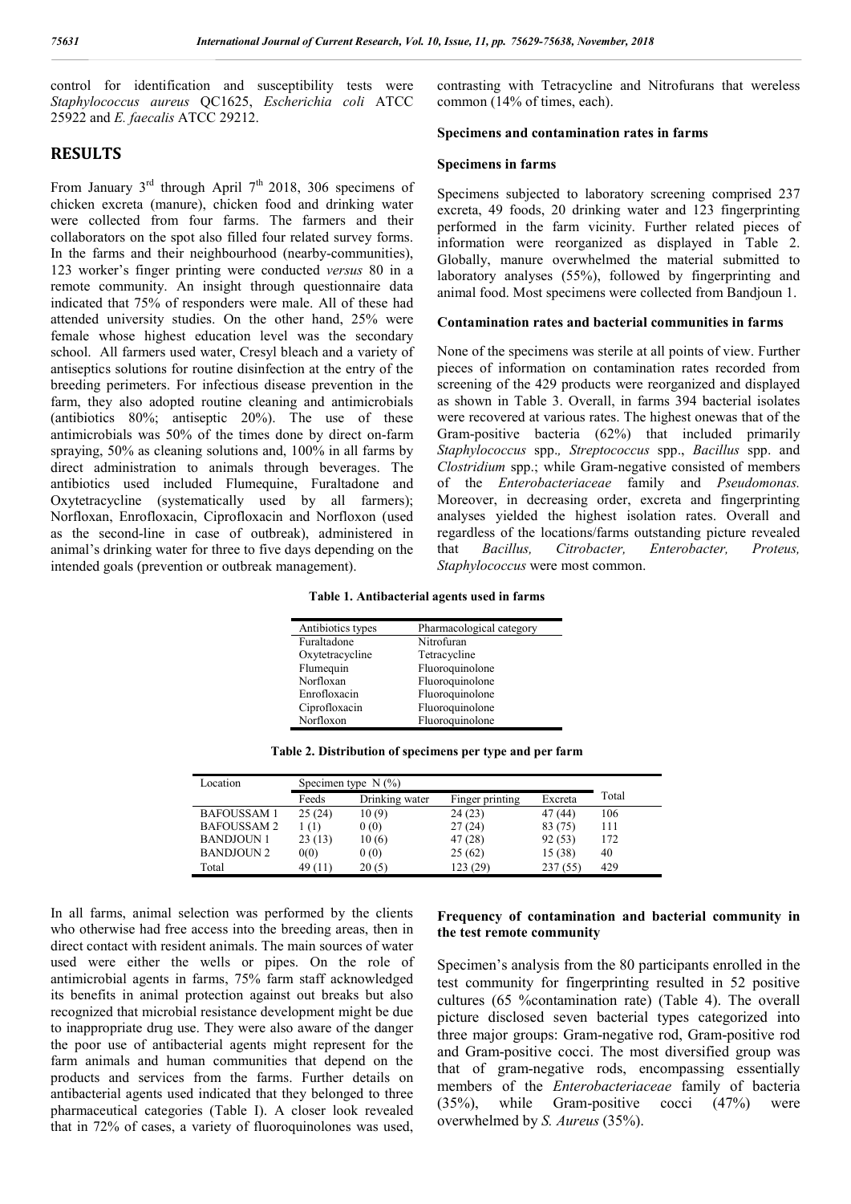control for identification and susceptibility tests were *Staphylococcus aureus* QC1625, *Escherichia coli* ATCC 25922 and *E. faecalis* ATCC 29212.

## RESULTS

From January 3[rd] through April 7[th] 2018, 306 specimens of chicken excreta (manure), chicken food and drinking water were collected from four farms. The farmers and their collaborators on the spot also filled four related survey forms. In the farms and their neighbourhood (nearby-communities), 123 worker's finger printing were conducted *versus* 80 in a remote community. An insight through questionnaire data indicated that 75% of responders were male. All of these had attended university studies. On the other hand, 25% were female whose highest education level was the secondary school. All farmers used water, Cresyl bleach and a variety of antiseptics solutions for routine disinfection at the entry of the breeding perimeters. For infectious disease prevention in the farm, they also adopted routine cleaning and antimicrobials (antibiotics 80%; antiseptic 20%). The use of these antimicrobials was 50% of the times done by direct on-farm spraying, 50% as cleaning solutions and, 100% in all farms by direct administration to animals through beverages. The antibiotics used included Flumequine, Furaltadone and Oxytetracycline (systematically used by all farmers); Norfloxan, Enrofloxacin, Ciprofloxacin and Norfloxon (used as the second-line in case of outbreak), administered in animal's drinking water for three to five days depending on the intended goals (prevention or outbreak management).

In all farms, animal selection was performed by the clients who otherwise had free access into the breeding areas, then in direct contact with resident animals. The main sources of water used were either the wells or pipes. On the role of antimicrobial agents in farms, 75% farm staff acknowledged its benefits in animal protection against out breaks but also recognized that microbial resistance development might be due to inappropriate drug use. They were also aware of the danger the poor use of antibacterial agents might represent for the farm animals and human communities that depend on the products and services from the farms. Further details on antibacterial agents used indicated that they belonged to three pharmaceutical categories (Table I). A closer look revealed that in 72% of cases, a variety of fluoroquinolones was used, contrasting with Tetracycline and Nitrofurans that wereless common (14% of times, each).

### Specimens and contamination rates in farms

### Specimens in farms

Specimens subjected to laboratory screening comprised 237 excreta, 49 foods, 20 drinking water and 123 fingerprinting performed in the farm vicinity. Further related pieces of information were reorganized as displayed in Table 2. Globally, manure overwhelmed the material submitted to laboratory analyses (55%), followed by fingerprinting and animal food. Most specimens were collected from Bandjoun 1.

### Contamination rates and bacterial communities in farms

None of the specimens was sterile at all points of view. Further pieces of information on contamination rates recorded from screening of the 429 products were reorganized and displayed as shown in Table 3. Overall, in farms 394 bacterial isolates were recovered at various rates. The highest onewas that of the Gram-positive bacteria (62%) that included primarily *Staphylococcus* spp., *Streptococcus* spp., *Bacillus* spp. and *Clostridium* spp.; while Gram-negative consisted of members of the *Enterobacteriaceae* family and *Pseudomonas.* Moreover, in decreasing order, excreta and fingerprinting analyses yielded the highest isolation rates. Overall and regardless of the locations/farms outstanding picture revealed that *Bacillus, Citrobacter, Enterobacter, Proteus, Staphylococcus* were most common.

**Table 1. Antibacterial agents used in farms**

| Antibiotics types | Pharmacological category |
|---|---|
| Furaltadone | Nitrofuran |
| Oxytetracycline | Tetracycline |
| Flumequin | Fluoroquinolone |
| Norfloxan | Fluoroquinolone |
| Enrofloxacin | Fluoroquinolone |
| Ciprofloxacin | Fluoroquinolone |
| Norfloxon | Fluoroquinolone |

**Table 2. Distribution of specimens per type and per farm**

| Location | Specimen type N (%) | | | | Total |
|---|---|---|---|---|---|
| | Feeds | Drinking water | Finger printing | Excreta | |
| BAFOUSSAM 1 | 25 (24) | 10 (9) | 24 (23) | 47 (44) | 106 |
| BAFOUSSAM 2 | 1 (1) | 0 (0) | 27 (24) | 83 (75) | 111 |
| BANDJOUN 1 | 23 (13) | 10 (6) | 47 (28) | 92 (53) | 172 |
| BANDJOUN 2 | 0(0) | 0 (0) | 25 (62) | 15 (38) | 40 |
| Total | 49 (11) | 20 (5) | 123 (29) | 237 (55) | 429 |

### Frequency of contamination and bacterial community in the test remote community

Specimen's analysis from the 80 participants enrolled in the test community for fingerprinting resulted in 52 positive cultures (65 %contamination rate) (Table 4). The overall picture disclosed seven bacterial types categorized into three major groups: Gram-negative rod, Gram-positive rod and Gram-positive cocci. The most diversified group was that of gram-negative rods, encompassing essentially members of the *Enterobacteriaceae* family of bacteria (35%), while Gram-positive cocci (47%) were overwhelmed by *S. Aureus* (35%).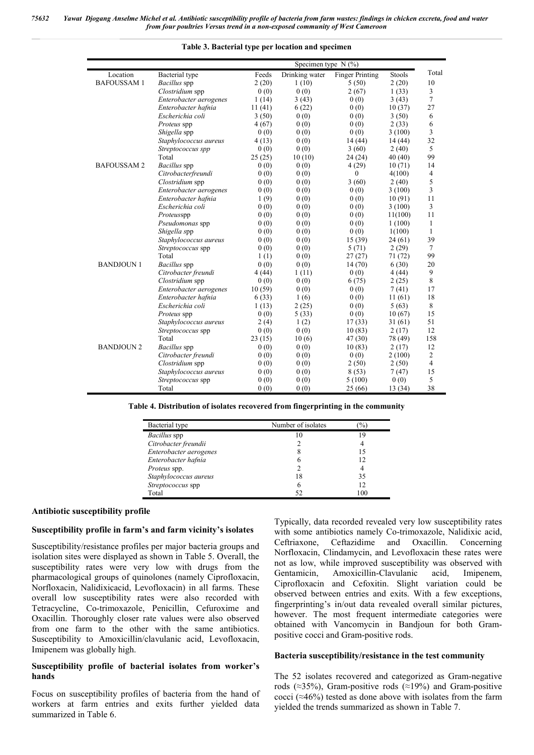**Table 3. Bacterial type per location and specimen**

| Location | Bacterial type | Specimen type N (%) | | | | Total |
|---|---|---|---|---|---|---|
| | | Feeds | Drinking water | Finger Printing | Stools | |
| BAFOUSSAM 1 | *Bacillus* spp | 2 (20) | 1 (10) | 5 (50) | 2 (20) | 10 |
| | *Clostridium* spp | 0 (0) | 0 (0) | 2 (67) | 1 (33) | 3 |
| | *Enterobacter aerogenes* | 1 (14) | 3 (43) | 0 (0) | 3 (43) | 7 |
| | *Enterobacter hafnia* | 11 (41) | 6 (22) | 0 (0) | 10 (37) | 27 |
| | *Escherichia coli* | 3 (50) | 0 (0) | 0 (0) | 3 (50) | 6 |
| | *Proteus* spp | 4 (67) | 0 (0) | 0 (0) | 2 (33) | 6 |
| | *Shigella* spp | 0 (0) | 0 (0) | 0 (0) | 3 (100) | 3 |
| | *Staphylococcus aureus* | 4 (13) | 0 (0) | 14 (44) | 14 (44) | 32 |
| | *Streptococcus spp* | 0 (0) | 0 (0) | 3 (60) | 2 (40) | 5 |
| | Total | 25 (25) | 10 (10) | 24 (24) | 40 (40) | 99 |
| BAFOUSSAM 2 | *Bacillus* spp | 0 (0) | 0 (0) | 4 (29) | 10 (71) | 14 |
| | *Citrobacterfreundi* | 0 (0) | 0 (0) | 0 | 4(100) | 4 |
| | *Clostridium* spp | 0 (0) | 0 (0) | 3 (60) | 2 (40) | 5 |
| | *Enterobacter aerogenes* | 0 (0) | 0 (0) | 0 (0) | 3 (100) | 3 |
| | *Enterobacter hafnia* | 1 (9) | 0 (0) | 0 (0) | 10 (91) | 11 |
| | *Escherichia coli* | 0 (0) | 0 (0) | 0 (0) | 3 (100) | 3 |
| | *Proteusspp* | 0 (0) | 0 (0) | 0 (0) | 11(100) | 11 |
| | *Pseudomonas* spp | 0 (0) | 0 (0) | 0 (0) | 1 (100) | 1 |
| | *Shigella* spp | 0 (0) | 0 (0) | 0 (0) | 1(100) | 1 |
| | *Staphylococcus aureus* | 0 (0) | 0 (0) | 15 (39) | 24 (61) | 39 |
| | *Streptococcus* spp | 0 (0) | 0 (0) | 5 (71) | 2 (29) | 7 |
| | Total | 1 (1) | 0 (0) | 27 (27) | 71 (72) | 99 |
| BANDJOUN 1 | *Bacillus* spp | 0 (0) | 0 (0) | 14 (70) | 6 (30) | 20 |
| | *Citrobacter freundi* | 4 (44) | 1 (11) | 0 (0) | 4 (44) | 9 |
| | *Clostridium* spp | 0 (0) | 0 (0) | 6 (75) | 2 (25) | 8 |
| | *Enterobacter aerogenes* | 10 (59) | 0 (0) | 0 (0) | 7 (41) | 17 |
| | *Enterobacter hafnia* | 6 (33) | 1 (6) | 0 (0) | 11 (61) | 18 |
| | *Escherichia coli* | 1 (13) | 2 (25) | 0 (0) | 5 (63) | 8 |
| | *Proteus* spp | 0 (0) | 5 (33) | 0 (0) | 10 (67) | 15 |
| | *Staphylococcus aureus* | 2 (4) | 1 (2) | 17 (33) | 31 (61) | 51 |
| | *Streptococcus* spp | 0 (0) | 0 (0) | 10 (83) | 2 (17) | 12 |
| | Total | 23 (15) | 10 (6) | 47 (30) | 78 (49) | 158 |
| BANDJOUN 2 | *Bacillus* spp | 0 (0) | 0 (0) | 10 (83) | 2 (17) | 12 |
| | *Citrobacter freundi* | 0 (0) | 0 (0) | 0 (0) | 2 (100) | 2 |
| | *Clostridium* spp | 0 (0) | 0 (0) | 2 (50) | 2 (50) | 4 |
| | *Staphylococcus aureus* | 0 (0) | 0 (0) | 8 (53) | 7 (47) | 15 |
| | *Streptococcus* spp | 0 (0) | 0 (0) | 5 (100) | 0 (0) | 5 |
| | Total | 0 (0) | 0 (0) | 25 (66) | 13 (34) | 38 |

**Table 4. Distribution of isolates recovered from fingerprinting in the community**

| Bacterial type | Number of isolates | (%) |
|---|---|---|
| *Bacillus* spp | 10 | 19 |
| *Citrobacter freundii* | 2 | 4 |
| *Enterobacter aerogenes* | 8 | 15 |
| *Enterobacter hafnia* | 6 | 12 |
| *Proteus* spp. | 2 | 4 |
| *Staphylococcus aureus* | 18 | 35 |
| *Streptococcus* spp | 6 | 12 |
| Total | 52 | 100 |

### Antibiotic susceptibility profile

#### Susceptibility profile in farm's and farm vicinity's isolates

Susceptibility/resistance profiles per major bacteria groups and isolation sites were displayed as shown in Table 5. Overall, the susceptibility rates were very low with drugs from the pharmacological groups of quinolones (namely Ciprofloxacin, Norfloxacin, Nalidixicacid, Levofloxacin) in all farms. These overall low susceptibility rates were also recorded with Tetracycline, Co-trimoxazole, Penicillin, Cefuroxime and Oxacillin. Thoroughly closer rate values were also observed from one farm to the other with the same antibiotics. Susceptibility to Amoxicillin/clavulanic acid, Levofloxacin, Imipenem was globally high.

#### Susceptibility profile of bacterial isolates from worker's hands

Focus on susceptibility profiles of bacteria from the hand of workers at farm entries and exits further yielded data summarized in Table 6.

Typically, data recorded revealed very low susceptibility rates with some antibiotics namely Co-trimoxazole, Nalidixic acid, Ceftriaxone, Ceftazidime and Oxacillin. Concerning Norfloxacin, Clindamycin, and Levofloxacin these rates were not as low, while improved susceptibility was observed with Gentamicin, Amoxicillin-Clavulanic acid, Imipenem, Ciprofloxacin and Cefoxitin. Slight variation could be observed between entries and exits. With a few exceptions, fingerprinting's in/out data revealed overall similar pictures, however. The most frequent intermediate categories were obtained with Vancomycin in Bandjoun for both Gram-positive cocci and Gram-positive rods.

#### Bacteria susceptibility/resistance in the test community

The 52 isolates recovered and categorized as Gram-negative rods (≈35%), Gram-positive rods (≈19%) and Gram-positive cocci (≈46%) tested as done above with isolates from the farm yielded the trends summarized as shown in Table 7.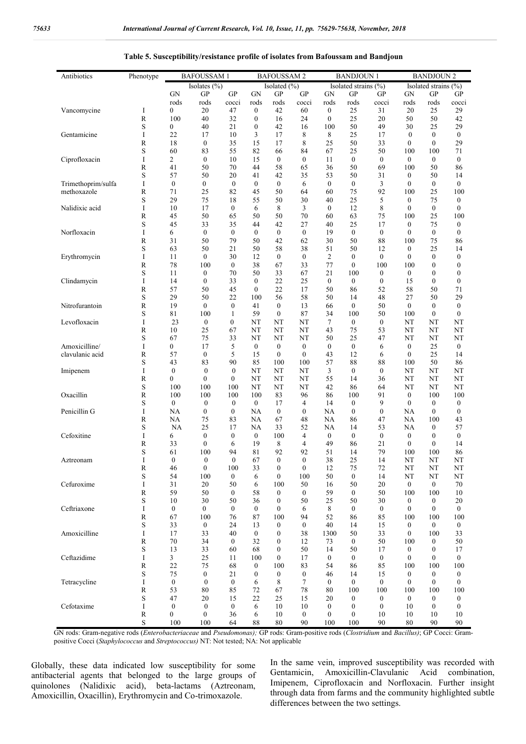**Table 5. Susceptibility/resistance profile of isolates from Bafoussam and Bandjoun**

| Antibiotics | Phenotype | BAFOUSSAM 1 | | | BAFOUSSAM 2 | | | BANDJOUN 1 | | | BANDJOUN 2 | | |
|---|---|---|---|---|---|---|---|---|---|---|---|---|---|
| | | Isolates (%) | | | Isolated (%) | | | Isolated strains (%) | | | Isolated strains (%) | | |
| | | GN rods | GP rods | GP cocci | GN rods | GP rods | GP cocci | GN rods | GP rods | GP cocci | GN rods | GP rods | GP cocci |
| Vancomycine | I | 0 | 20 | 47 | 0 | 42 | 60 | 0 | 25 | 31 | 20 | 25 | 29 |
| | R | 100 | 40 | 32 | 0 | 16 | 24 | 0 | 25 | 20 | 50 | 50 | 42 |
| | S | 0 | 40 | 21 | 0 | 42 | 16 | 100 | 50 | 49 | 30 | 25 | 29 |
| Gentamicine | I | 22 | 17 | 10 | 3 | 17 | 8 | 8 | 25 | 17 | 0 | 0 | 0 |
| | R | 18 | 0 | 35 | 15 | 17 | 8 | 25 | 50 | 33 | 0 | 0 | 29 |
| | S | 60 | 83 | 55 | 82 | 66 | 84 | 67 | 25 | 50 | 100 | 100 | 71 |
| Ciprofloxacin | I | 2 | 0 | 10 | 15 | 0 | 0 | 11 | 0 | 0 | 0 | 0 | 0 |
| | R | 41 | 50 | 70 | 44 | 58 | 65 | 36 | 50 | 69 | 100 | 50 | 86 |
| | S | 57 | 50 | 20 | 41 | 42 | 35 | 53 | 50 | 31 | 0 | 50 | 14 |
| Trimethoprim/sulfa methoxazole | I | 0 | 0 | 0 | 0 | 0 | 6 | 0 | 0 | 3 | 0 | 0 | 0 |
| | R | 71 | 25 | 82 | 45 | 50 | 64 | 60 | 75 | 92 | 100 | 25 | 100 |
| | S | 29 | 75 | 18 | 55 | 50 | 30 | 40 | 25 | 5 | 0 | 75 | 0 |
| Nalidixic acid | I | 10 | 17 | 0 | 6 | 8 | 3 | 0 | 12 | 8 | 0 | 0 | 0 |
| | R | 45 | 50 | 65 | 50 | 50 | 70 | 60 | 63 | 75 | 100 | 25 | 100 |
| | S | 45 | 33 | 35 | 44 | 42 | 27 | 40 | 25 | 17 | 0 | 75 | 0 |
| Norfloxacin | I | 6 | 0 | 0 | 0 | 0 | 0 | 19 | 0 | 0 | 0 | 0 | 0 |
| | R | 31 | 50 | 79 | 50 | 42 | 62 | 30 | 50 | 88 | 100 | 75 | 86 |
| | S | 63 | 50 | 21 | 50 | 58 | 38 | 51 | 50 | 12 | 0 | 25 | 14 |
| Erythromycin | I | 11 | 0 | 30 | 12 | 0 | 0 | 2 | 0 | 0 | 0 | 0 | 0 |
| | R | 78 | 100 | 0 | 38 | 67 | 33 | 77 | 0 | 100 | 100 | 0 | 0 |
| | S | 11 | 0 | 70 | 50 | 33 | 67 | 21 | 100 | 0 | 0 | 0 | 0 |
| Clindamycin | I | 14 | 0 | 33 | 0 | 22 | 25 | 0 | 0 | 0 | 15 | 0 | 0 |
| | R | 57 | 50 | 45 | 0 | 22 | 17 | 50 | 86 | 52 | 58 | 50 | 71 |
| | S | 29 | 50 | 22 | 100 | 56 | 58 | 50 | 14 | 48 | 27 | 50 | 29 |
| Nitrofurantoin | R | 19 | 0 | 0 | 41 | 0 | 13 | 66 | 0 | 50 | 0 | 0 | 0 |
| | S | 81 | 100 | 1 | 59 | 0 | 87 | 34 | 100 | 50 | 100 | 0 | 0 |
| Levofloxacin | I | 23 | 0 | 0 | NT | NT | NT | 7 | 0 | 0 | NT | NT | NT |
| | R | 10 | 25 | 67 | NT | NT | NT | 43 | 75 | 53 | NT | NT | NT |
| | S | 67 | 75 | 33 | NT | NT | NT | 50 | 25 | 47 | NT | NT | NT |
| Amoxicilline/ clavulanic acid | I | 0 | 17 | 5 | 0 | 0 | 0 | 0 | 0 | 6 | 0 | 25 | 0 |
| | R | 57 | 0 | 5 | 15 | 0 | 0 | 43 | 12 | 6 | 0 | 25 | 14 |
| | S | 43 | 83 | 90 | 85 | 100 | 100 | 57 | 88 | 88 | 100 | 50 | 86 |
| Imipenem | I | 0 | 0 | 0 | NT | NT | NT | 3 | 0 | 0 | NT | NT | NT |
| | R | 0 | 0 | 0 | NT | NT | NT | 55 | 14 | 36 | NT | NT | NT |
| | S | 100 | 100 | 100 | NT | NT | NT | 42 | 86 | 64 | NT | NT | NT |
| Oxacillin | R | 100 | 100 | 100 | 100 | 83 | 96 | 86 | 100 | 91 | 0 | 100 | 100 |
| | S | 0 | 0 | 0 | 0 | 17 | 4 | 14 | 0 | 9 | 0 | 0 | 0 |
| Penicillin G | I | NA | 0 | 0 | NA | 0 | 0 | NA | 0 | 0 | NA | 0 | 0 |
| | R | NA | 75 | 83 | NA | 67 | 48 | NA | 86 | 47 | NA | 100 | 43 |
| | S | NA | 25 | 17 | NA | 33 | 52 | NA | 14 | 53 | NA | 0 | 57 |
| Cefoxitine | I | 6 | 0 | 0 | 0 | 100 | 4 | 0 | 0 | 0 | 0 | 0 | 0 |
| | R | 33 | 0 | 6 | 19 | 8 | 4 | 49 | 86 | 21 | 0 | 0 | 14 |
| | S | 61 | 100 | 94 | 81 | 92 | 92 | 51 | 14 | 79 | 100 | 100 | 86 |
| Aztreonam | I | 0 | 0 | 0 | 67 | 0 | 0 | 38 | 25 | 14 | NT | NT | NT |
| | R | 46 | 0 | 100 | 33 | 0 | 0 | 12 | 75 | 72 | NT | NT | NT |
| | S | 54 | 100 | 0 | 6 | 0 | 100 | 50 | 0 | 14 | NT | NT | NT |
| Cefuroxime | I | 31 | 20 | 50 | 6 | 100 | 50 | 16 | 50 | 20 | 0 | 0 | 70 |
| | R | 59 | 50 | 0 | 58 | 0 | 0 | 59 | 0 | 50 | 100 | 100 | 10 |
| | S | 10 | 30 | 50 | 36 | 0 | 50 | 25 | 50 | 30 | 0 | 0 | 20 |
| Ceftriaxone | I | 0 | 0 | 0 | 0 | 0 | 6 | 8 | 0 | 0 | 0 | 0 | 0 |
| | R | 67 | 100 | 76 | 87 | 100 | 94 | 52 | 86 | 85 | 100 | 100 | 100 |
| | S | 33 | 0 | 24 | 13 | 0 | 0 | 40 | 14 | 15 | 0 | 0 | 0 |
| Amoxicilline | I | 17 | 33 | 40 | 0 | 0 | 38 | 1300 | 50 | 33 | 0 | 100 | 33 |
| | R | 70 | 34 | 0 | 32 | 0 | 12 | 73 | 0 | 50 | 100 | 0 | 50 |
| | S | 13 | 33 | 60 | 68 | 0 | 50 | 14 | 50 | 17 | 0 | 0 | 17 |
| Ceftazidime | I | 3 | 25 | 11 | 100 | 0 | 17 | 0 | 0 | 0 | 0 | 0 | 0 |
| | R | 22 | 75 | 68 | 0 | 100 | 83 | 54 | 86 | 85 | 100 | 100 | 100 |
| | S | 75 | 0 | 21 | 0 | 0 | 0 | 46 | 14 | 15 | 0 | 0 | 0 |
| Tetracycline | I | 0 | 0 | 0 | 6 | 8 | 7 | 0 | 0 | 0 | 0 | 0 | 0 |
| | R | 53 | 80 | 85 | 72 | 67 | 78 | 80 | 100 | 100 | 100 | 100 | 100 |
| | S | 47 | 20 | 15 | 22 | 25 | 15 | 20 | 0 | 0 | 0 | 0 | 0 |
| Cefotaxime | I | 0 | 0 | 0 | 6 | 10 | 10 | 0 | 0 | 0 | 10 | 0 | 0 |
| | R | 0 | 0 | 36 | 6 | 10 | 0 | 0 | 0 | 10 | 10 | 10 | 10 |
| | S | 100 | 100 | 64 | 88 | 80 | 90 | 100 | 100 | 90 | 80 | 90 | 90 |

GN rods: Gram-negative rods (*Enterobacteriaceae* and *Pseudomonas);* GP rods: Gram-positive rods (*Clostridium* and *Bacillus)*; GP Cocci: Gram-positive Cocci (*Staphylococcus* and *Streptococcus)* NT: Not tested; NA: Not applicable

Globally, these data indicated low susceptibility for some antibacterial agents that belonged to the large groups of quinolones (Nalidixic acid), beta-lactams (Aztreonam, Amoxicillin, Oxacillin), Erythromycin and Co-trimoxazole.

In the same vein, improved susceptibility was recorded with Gentamicin, Amoxicillin-Clavulanic Acid combination, Imipenem, Ciprofloxacin and Norfloxacin. Further insight through data from farms and the community highlighted subtle differences between the two settings.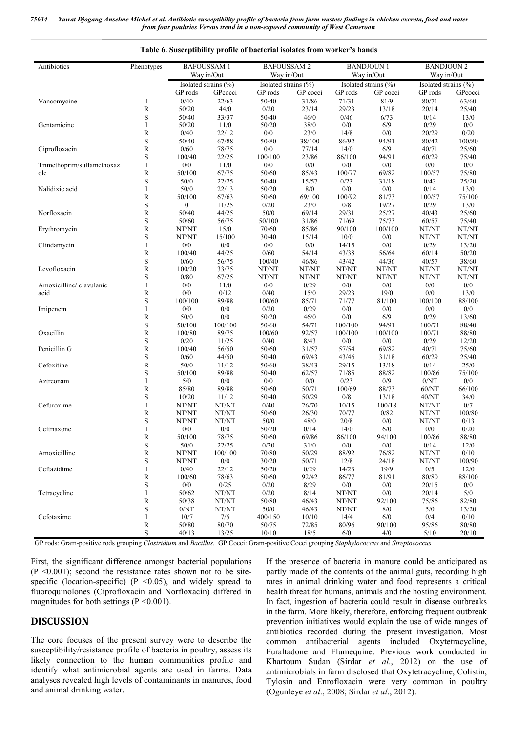**Table 6. Susceptibility profile of bacterial isolates from worker's hands**

| Antibiotics | Phenotypes | BAFOUSSAM 1 Way in/Out | | BAFOUSSAM 2 Way in/Out | | BANDJOUN 1 Way in/Out | | BANDJOUN 2 Way in/Out | |
|---|---|---|---|---|---|---|---|---|---|
| | | Isolated strains (%) | | Isolated strains (%) | | Isolated strains (%) | | Isolated strains (%) | |
| | | GP rods | GPcocci | GP rods | GP cocci | GP rods | GP cocci | GP rods | GPcocci |
| Vancomycine | I | 0/40 | 22/63 | 50/40 | 31/86 | 71/31 | 81/9 | 80/71 | 63/60 |
| | R | 50/20 | 44/0 | 0/20 | 23/14 | 29/23 | 13/18 | 20/14 | 25/40 |
| | S | 50/40 | 33/37 | 50/40 | 46/0 | 0/46 | 6/73 | 0/14 | 13/0 |
| Gentamicine | I | 50/20 | 11/0 | 50/20 | 38/0 | 0/0 | 6/9 | 0/29 | 0/0 |
| | R | 0/40 | 22/12 | 0/0 | 23/0 | 14/8 | 0/0 | 20/29 | 0/20 |
| | S | 50/40 | 67/88 | 50/80 | 38/100 | 86/92 | 94/91 | 80/42 | 100/80 |
| Ciprofloxacin | R | 0/60 | 78/75 | 0/0 | 77/14 | 14/0 | 6/9 | 40/71 | 25/60 |
| | S | 100/40 | 22/25 | 100/100 | 23/86 | 86/100 | 94/91 | 60/29 | 75/40 |
| Trimethoprim/sulfamethoxazole | I | 0/0 | 11/0 | 0/0 | 0/0 | 0/0 | 0/0 | 0/0 | 0/0 |
| | R | 50/100 | 67/75 | 50/60 | 85/43 | 100/77 | 69/82 | 100/57 | 75/80 |
| | S | 50/0 | 22/25 | 50/40 | 15/57 | 0/23 | 31/18 | 0/43 | 25/20 |
| Nalidixic acid | I | 50/0 | 22/13 | 50/20 | 8/0 | 0/0 | 0/0 | 0/14 | 13/0 |
| | R | 50/100 | 67/63 | 50/60 | 69/100 | 100/92 | 81/73 | 100/57 | 75/100 |
| | S | 0 | 11/25 | 0/20 | 23/0 | 0/8 | 19/27 | 0/29 | 13/0 |
| Norfloxacin | R | 50/40 | 44/25 | 50/0 | 69/14 | 29/31 | 25/27 | 40/43 | 25/60 |
| | S | 50/60 | 56/75 | 50/100 | 31/86 | 71/69 | 75/73 | 60/57 | 75/40 |
| Erythromycin | R | NT/NT | 15/0 | 70/60 | 85/86 | 90/100 | 100/100 | NT/NT | NT/NT |
| | S | NT/NT | 15/100 | 30/40 | 15/14 | 10/0 | 0/0 | NT/NT | NT/NT |
| Clindamycin | I | 0/0 | 0/0 | 0/0 | 0/0 | 14/15 | 0/0 | 0/29 | 13/20 |
| | R | 100/40 | 44/25 | 0/60 | 54/14 | 43/38 | 56/64 | 60/14 | 50/20 |
| | S | 0/60 | 56/75 | 100/40 | 46/86 | 43/42 | 44/36 | 40/57 | 38/60 |
| Levofloxacin | R | 100/20 | 33/75 | NT/NT | NT/NT | NT/NT | NT/NT | NT/NT | NT/NT |
| | S | 0/80 | 67/25 | NT/NT | NT/NT | NT/NT | NT/NT | NT/NT | NT/NT |
| Amoxicilline/ clavulanic acid | I | 0/0 | 11/0 | 0/0 | 0/29 | 0/0 | 0/0 | 0/0 | 0/0 |
| | R | 0/0 | 0/12 | 0/40 | 15/0 | 29/23 | 19/0 | 0/0 | 13/0 |
| | S | 100/100 | 89/88 | 100/60 | 85/71 | 71/77 | 81/100 | 100/100 | 88/100 |
| Imipenem | I | 0/0 | 0/0 | 0/20 | 0/29 | 0/0 | 0/0 | 0/0 | 0/0 |
| | R | 50/0 | 0/0 | 50/20 | 46/0 | 0/0 | 6/9 | 0/29 | 13/60 |
| | S | 50/100 | 100/100 | 50/60 | 54/71 | 100/100 | 94/91 | 100/71 | 88/40 |
| Oxacillin | R | 100/80 | 89/75 | 100/60 | 92/57 | 100/100 | 100/100 | 100/71 | 88/80 |
| | S | 0/20 | 11/25 | 0/40 | 8/43 | 0/0 | 0/0 | 0/29 | 12/20 |
| Penicillin G | R | 100/40 | 56/50 | 50/60 | 31/57 | 57/54 | 69/82 | 40/71 | 75/60 |
| | S | 0/60 | 44/50 | 50/40 | 69/43 | 43/46 | 31/18 | 60/29 | 25/40 |
| Cefoxitine | R | 50/0 | 11/12 | 50/60 | 38/43 | 29/15 | 13/18 | 0/14 | 25/0 |
| | S | 50/100 | 89/88 | 50/40 | 62/57 | 71/85 | 88/82 | 100/86 | 75/100 |
| Aztreonam | I | 5/0 | 0/0 | 0/0 | 0/0 | 0/23 | 0/9 | 0/NT | 0/0 |
| | R | 85/80 | 89/88 | 50/60 | 50/71 | 100/69 | 88/73 | 60/NT | 66/100 |
| | S | 10/20 | 11/12 | 50/40 | 50/29 | 0/8 | 13/18 | 40/NT | 34/0 |
| Cefuroxime | I | NT/NT | NT/NT | 0/40 | 26/70 | 10/15 | 100/18 | NT/NT | 0/7 |
| | R | NT/NT | NT/NT | 50/60 | 26/30 | 70/77 | 0/82 | NT/NT | 100/80 |
| | S | NT/NT | NT/NT | 50/0 | 48/0 | 20/8 | 0/0 | NT/NT | 0/13 |
| Ceftriaxone | I | 0/0 | 0/0 | 50/20 | 0/14 | 14/0 | 6/0 | 0/0 | 0/20 |
| | R | 50/100 | 78/75 | 50/60 | 69/86 | 86/100 | 94/100 | 100/86 | 88/80 |
| | S | 50/0 | 22/25 | 0/20 | 31/0 | 0/0 | 0/0 | 0/14 | 12/0 |
| Amoxicilline | R | NT/NT | 100/100 | 70/80 | 50/29 | 88/92 | 76/82 | NT/NT | 0/10 |
| | S | NT/NT | 0/0 | 30/20 | 50/71 | 12/8 | 24/18 | NT/NT | 100/90 |
| Ceftazidime | I | 0/40 | 22/12 | 50/20 | 0/29 | 14/23 | 19/9 | 0/5 | 12/0 |
| | R | 100/60 | 78/63 | 50/60 | 92/42 | 86/77 | 81/91 | 80/80 | 88/100 |
| | S | 0/0 | 0/25 | 0/20 | 8/29 | 0/0 | 0/0 | 20/15 | 0/0 |
| Tetracycline | I | 50/62 | NT/NT | 0/20 | 8/14 | NT/NT | 0/0 | 20/14 | 5/0 |
| | R | 50/38 | NT/NT | 50/80 | 46/43 | NT/NT | 92/100 | 75/86 | 82/80 |
| | S | 0/NT | NT/NT | 50/0 | 46/43 | NT/NT | 8/0 | 5/0 | 13/20 |
| Cefotaxime | I | 10/7 | 7/5 | 400/150 | 10/10 | 14/4 | 6/0 | 0/4 | 0/10 |
| | R | 50/80 | 80/70 | 50/75 | 72/85 | 80/96 | 90/100 | 95/86 | 80/80 |
| | S | 40/13 | 13/25 | 10/10 | 18/5 | 6/0 | 4/0 | 5/10 | 20/10 |

GP rods: Gram-positive rods grouping *Clostridium* and *Bacillus*. GP Cocci: Gram-positive Cocci grouping *Staphylococcus* and *Streptococcus*

First, the significant difference amongst bacterial populations ($P < 0.001$); second the resistance rates shown not to be site-specific (location-specific) ($P < 0.05$), and widely spread to fluoroquinolones (Ciprofloxacin and Norfloxacin) differed in magnitudes for both settings ($P < 0.001$).

## DISCUSSION

The core focuses of the present survey were to describe the susceptibility/resistance profile of bacteria in poultry, assess its likely connection to the human communities profile and identify what antimicrobial agents are used in farms. Data analyses revealed high levels of contaminants in manures, food and animal drinking water.

If the presence of bacteria in manure could be anticipated as partly made of the contents of the animal guts, recording high rates in animal drinking water and food represents a critical health threat for humans, animals and the hosting environment. In fact, ingestion of bacteria could result in disease outbreaks in the farm. More likely, therefore, enforcing frequent outbreak prevention initiatives would explain the use of wide ranges of antibiotics recorded during the present investigation. Most common antibacterial agents included Oxytetracycline, Furaltadone and Flumequine. Previous work conducted in Khartoum Sudan (Sirdar *et al*., 2012) on the use of antimicrobials in farm disclosed that Oxytetracycline, Colistin, Tylosin and Enrofloxacin were very common in poultry (Ogunleye *et al*., 2008; Sirdar *et al*., 2012).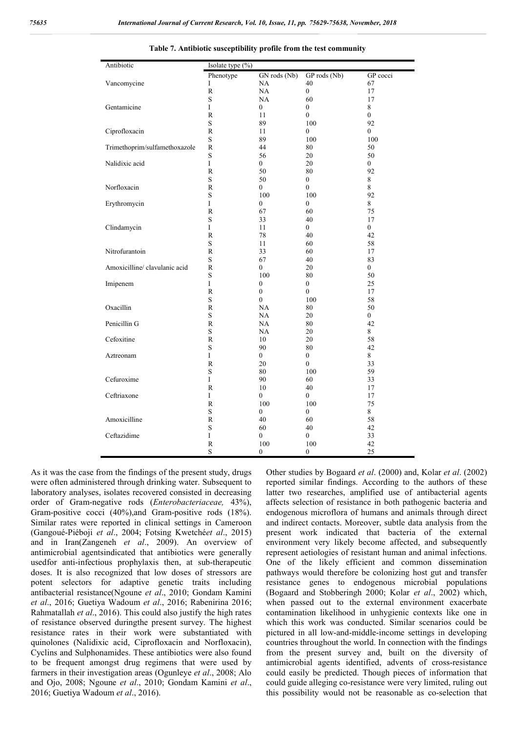**Table 7. Antibiotic susceptibility profile from the test community**

| Antibiotic | Isolate type (%) | | | |
|---|---|---|---|---|
| | Phenotype | GN rods (Nb) | GP rods (Nb) | GP cocci |
| Vancomycine | I | NA | 40 | 67 |
| | R | NA | 0 | 17 |
| | S | NA | 60 | 17 |
| Gentamicine | I | 0 | 0 | 8 |
| | R | 11 | 0 | 0 |
| | S | 89 | 100 | 92 |
| Ciprofloxacin | R | 11 | 0 | 0 |
| | S | 89 | 100 | 100 |
| Trimethoprim/sulfamethoxazole | R | 44 | 80 | 50 |
| | S | 56 | 20 | 50 |
| Nalidixic acid | I | 0 | 20 | 0 |
| | R | 50 | 80 | 92 |
| | S | 50 | 0 | 8 |
| Norfloxacin | R | 0 | 0 | 8 |
| | S | 100 | 100 | 92 |
| Erythromycin | I | 0 | 0 | 8 |
| | R | 67 | 60 | 75 |
| | S | 33 | 40 | 17 |
| Clindamycin | I | 11 | 0 | 0 |
| | R | 78 | 40 | 42 |
| | S | 11 | 60 | 58 |
| Nitrofurantoin | R | 33 | 60 | 17 |
| | S | 67 | 40 | 83 |
| Amoxicilline/ clavulanic acid | R | 0 | 20 | 0 |
| | S | 100 | 80 | 50 |
| Imipenem | I | 0 | 0 | 25 |
| | R | 0 | 0 | 17 |
| | S | 0 | 100 | 58 |
| Oxacillin | R | NA | 80 | 50 |
| | S | NA | 20 | 0 |
| Penicillin G | R | NA | 80 | 42 |
| | S | NA | 20 | 8 |
| Cefoxitine | R | 10 | 20 | 58 |
| | S | 90 | 80 | 42 |
| Aztreonam | I | 0 | 0 | 8 |
| | R | 20 | 0 | 33 |
| | S | 80 | 100 | 59 |
| Cefuroxime | I | 90 | 60 | 33 |
| | R | 10 | 40 | 17 |
| Ceftriaxone | I | 0 | 0 | 17 |
| | R | 100 | 100 | 75 |
| | S | 0 | 0 | 8 |
| Amoxicilline | R | 40 | 60 | 58 |
| | S | 60 | 40 | 42 |
| Ceftazidime | I | 0 | 0 | 33 |
| | R | 100 | 100 | 42 |
| | S | 0 | 0 | 25 |

As it was the case from the findings of the present study, drugs were often administered through drinking water. Subsequent to laboratory analyses, isolates recovered consisted in decreasing order of Gram-negative rods (*Enterobacteriaceae,* 43%), Gram-positive cocci (40%),and Gram-positive rods (18%). Similar rates were reported in clinical settings in Cameroon (Gangoué-Piéboji *et al*., 2004; Fotsing Kwetché*et al*., 2015) and in Iran(Zangeneh *et al*., 2009). An overview of antimicrobial agentsindicated that antibiotics were generally usedfor anti-infectious prophylaxis then, at sub-therapeutic doses. It is also recognized that low doses of stressors are potent selectors for adaptive genetic traits including antibacterial resistance(Ngoune *et al*., 2010; Gondam Kamini *et al*., 2016; Guetiya Wadoum *et al*., 2016; Rabenirina 2016; Rahmatallah *et al*., 2016). This could also justify the high rates of resistance observed duringthe present survey. The highest resistance rates in their work were substantiated with quinolones (Nalidixic acid, Ciprofloxacin and Norfloxacin), Cyclins and Sulphonamides. These antibiotics were also found to be frequent amongst drug regimens that were used by farmers in their investigation areas (Ogunleye *et al*., 2008; Alo and Ojo, 2008; Ngoune *et al*., 2010; Gondam Kamini *et al*., 2016; Guetiya Wadoum *et al*., 2016).

Other studies by Bogaard *et al*. (2000) and, Kolar *et al*. (2002) reported similar findings. According to the authors of these latter two researches, amplified use of antibacterial agents affects selection of resistance in both pathogenic bacteria and endogenous microflora of humans and animals through direct and indirect contacts. Moreover, subtle data analysis from the present work indicated that bacteria of the external environment very likely become affected, and subsequently represent aetiologies of resistant human and animal infections. One of the likely efficient and common dissemination pathways would therefore be colonizing host gut and transfer resistance genes to endogenous microbial populations (Bogaard and Stobberingh 2000; Kolar *et al*., 2002) which, when passed out to the external environment exacerbate contamination likelihood in unhygienic contexts like one in which this work was conducted. Similar scenarios could be pictured in all low-and-middle-income settings in developing countries throughout the world. In connection with the findings from the present survey and, built on the diversity of antimicrobial agents identified, advents of cross-resistance could easily be predicted. Though pieces of information that could guide alleging co-resistance were very limited, ruling out this possibility would not be reasonable as co-selection that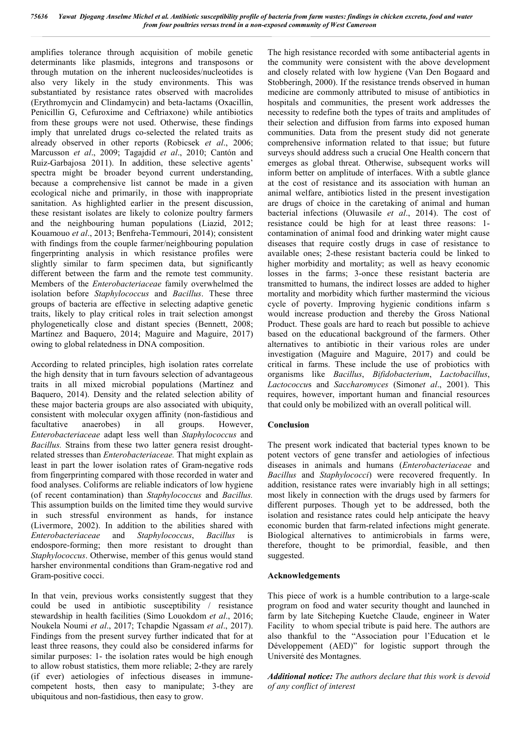amplifies tolerance through acquisition of mobile genetic determinants like plasmids, integrons and transposons or through mutation on the inherent nucleosides/nucleotides is also very likely in the study environments. This was substantiated by resistance rates observed with macrolides (Erythromycin and Clindamycin) and beta-lactams (Oxacillin, Penicillin G, Cefuroxime and Ceftriaxone) while antibiotics from these groups were not used. Otherwise, these findings imply that unrelated drugs co-selected the related traits as already observed in other reports (Robicsek *et al*., 2006; Marcusson *et al*., 2009; Tagajdid *et al*., 2010; Cantón and Ruiz-Garbajosa 2011). In addition, these selective agents' spectra might be broader beyond current understanding, because a comprehensive list cannot be made in a given ecological niche and primarily, in those with inappropriate sanitation. As highlighted earlier in the present discussion, these resistant isolates are likely to colonize poultry farmers and the neighbouring human populations (Liazid, 2012; Kouamouo *et al*., 2013; Benfreha-Temmouri, 2014); consistent with findings from the couple farmer/neighbouring population fingerprinting analysis in which resistance profiles were slightly similar to farm specimen data, but significantly different between the farm and the remote test community. Members of the *Enterobacteriaceae* family overwhelmed the isolation before *Staphylococcus* and *Bacillus*. These three groups of bacteria are effective in selecting adaptive genetic traits, likely to play critical roles in trait selection amongst phylogenetically close and distant species (Bennett, 2008; Martínez and Baquero, 2014; Maguire and Maguire, 2017) owing to global relatedness in DNA composition.

According to related principles, high isolation rates correlate the high density that in turn favours selection of advantageous traits in all mixed microbial populations (Martínez and Baquero, 2014). Density and the related selection ability of these major bacteria groups are also associated with ubiquity, consistent with molecular oxygen affinity (non-fastidious and facultative anaerobes) in all groups. However, *Enterobacteriaceae* adapt less well than *Staphylococcus* and *Bacillus.* Strains from these two latter genera resist drought-related stresses than *Enterobacteriaceae.* That might explain as least in part the lower isolation rates of Gram-negative rods from fingerprinting compared with those recorded in water and food analyses. Coliforms are reliable indicators of low hygiene (of recent contamination) than *Staphylococcus* and *Bacillus.* This assumption builds on the limited time they would survive in such stressful environment as hands, for instance (Livermore, 2002). In addition to the abilities shared with *Enterobacteriaceae* and *Staphylococcus*, *Bacillus* is endospore-forming; then more resistant to drought than *Staphylococcus*. Otherwise, member of this genus would stand harsher environmental conditions than Gram-negative rod and Gram-positive cocci.

In that vein, previous works consistently suggest that they could be used in antibiotic susceptibility / resistance stewardship in health facilities (Simo Louokdom *et al*., 2016; Noukela Noumi *et al*., 2017; Tchapdie Ngassam *et al*., 2017). Findings from the present survey further indicated that for at least three reasons, they could also be considered infarms for similar purposes: 1- the isolation rates would be high enough to allow robust statistics, them more reliable; 2-they are rarely (if ever) aetiologies of infectious diseases in immune-competent hosts, then easy to manipulate; 3-they are ubiquitous and non-fastidious, then easy to grow.

The high resistance recorded with some antibacterial agents in the community were consistent with the above development and closely related with low hygiene (Van Den Bogaard and Stobberingh, 2000). If the resistance trends observed in human medicine are commonly attributed to misuse of antibiotics in hospitals and communities, the present work addresses the necessity to redefine both the types of traits and amplitudes of their selection and diffusion from farms into exposed human communities. Data from the present study did not generate comprehensive information related to that issue; but future surveys should address such a crucial One Health concern that emerges as global threat. Otherwise, subsequent works will inform better on amplitude of interfaces. With a subtle glance at the cost of resistance and its association with human an animal welfare, antibiotics listed in the present investigation are drugs of choice in the caretaking of animal and human bacterial infections (Oluwasile *et al*., 2014). The cost of resistance could be high for at least three reasons: 1-contamination of animal food and drinking water might cause diseases that require costly drugs in case of resistance to available ones; 2-these resistant bacteria could be linked to higher morbidity and mortality; as well as heavy economic losses in the farms; 3-once these resistant bacteria are transmitted to humans, the indirect losses are added to higher mortality and morbidity which further mastermind the vicious cycle of poverty. Improving hygienic conditions infarm s would increase production and thereby the Gross National Product. These goals are hard to reach but possible to achieve based on the educational background of the farmers. Other alternatives to antibiotic in their various roles are under investigation (Maguire and Maguire, 2017) and could be critical in farms. These include the use of probiotics with organisms like *Bacillus*, *Bifidobacterium*, *Lactobacillus*, *Lactococcus* and *Saccharomyces* (Simon*et al*., 2001). This requires, however, important human and financial resources that could only be mobilized with an overall political will.

## Conclusion

The present work indicated that bacterial types known to be potent vectors of gene transfer and aetiologies of infectious diseases in animals and humans (*Enterobacteriaceae* and *Bacillus* and *Staphylococci*) were recovered frequently. In addition, resistance rates were invariably high in all settings; most likely in connection with the drugs used by farmers for different purposes. Though yet to be addressed, both the isolation and resistance rates could help anticipate the heavy economic burden that farm-related infections might generate. Biological alternatives to antimicrobials in farms were, therefore, thought to be primordial, feasible, and then suggested.

## Acknowledgements

This piece of work is a humble contribution to a large-scale program on food and water security thought and launched in farm by late Sitcheping Kuetche Claude, engineer in Water Facility to whom special tribute is paid here. The authors are also thankful to the "Association pour l'Education et le Développement (AED)" for logistic support through the Université des Montagnes.

***Additional notice:*** *The authors declare that this work is devoid of any conflict of interest*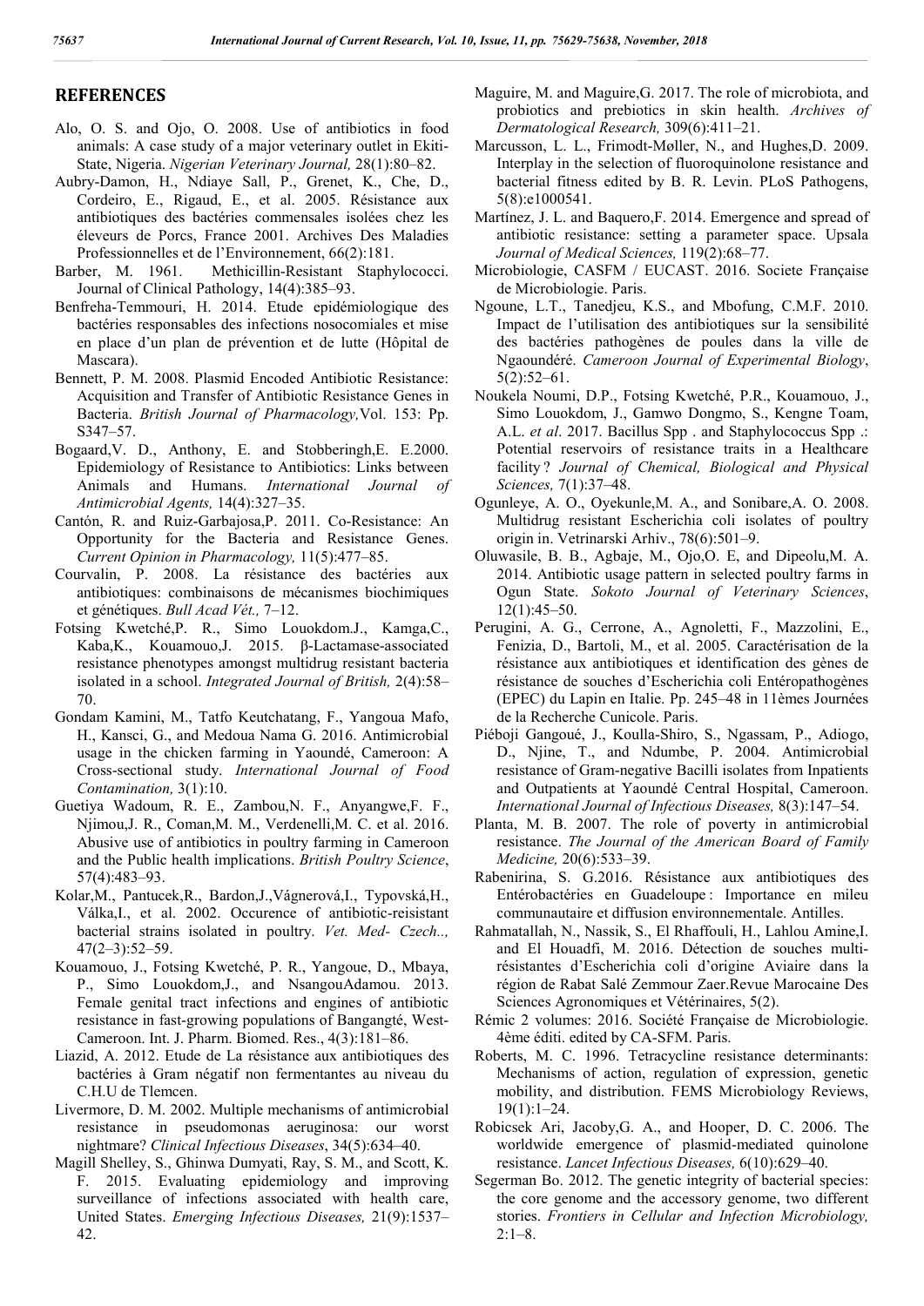## REFERENCES

Alo, O. S. and Ojo, O. 2008. Use of antibiotics in food animals: A case study of a major veterinary outlet in Ekiti-State, Nigeria. *Nigerian Veterinary Journal,* 28(1):80–82.

Aubry-Damon, H., Ndiaye Sall, P., Grenet, K., Che, D., Cordeiro, E., Rigaud, E., et al. 2005. Résistance aux antibiotiques des bactéries commensales isolées chez les éleveurs de Porcs, France 2001. Archives Des Maladies Professionnelles et de l'Environnement, 66(2):181.

Barber, M. 1961. Methicillin-Resistant Staphylococci. Journal of Clinical Pathology, 14(4):385–93.

Benfreha-Temmouri, H. 2014. Etude épidémiologique des bactéries responsables des infections nosocomiales et mise en place d'un plan de prévention et de lutte (Hôpital de Mascara).

Bennett, P. M. 2008. Plasmid Encoded Antibiotic Resistance: Acquisition and Transfer of Antibiotic Resistance Genes in Bacteria. *British Journal of Pharmacology,*Vol. 153: Pp. S347–57.

Bogaard,V. D., Anthony, E. and Stobberingh,E. E.2000. Epidemiology of Resistance to Antibiotics: Links between Animals and Humans. *International Journal of Antimicrobial Agents,* 14(4):327–35.

Cantón, R. and Ruiz-Garbajosa,P. 2011. Co-Resistance: An Opportunity for the Bacteria and Resistance Genes. *Current Opinion in Pharmacology,* 11(5):477–85.

Courvalin, P. 2008. La résistance des bactéries aux antibiotiques: combinaisons de mécanismes biochimiques et génétiques. *Bull Acad Vét.,* 7–12.

Fotsing Kwetché,P. R., Simo Louokdom.J., Kamga,C., Kaba,K., Kouamouo,J. 2015. β-Lactamase-associated resistance phenotypes amongst multidrug resistant bacteria isolated in a school. *Integrated Journal of British,* 2(4):58–70.

Gondam Kamini, M., Tatfo Keutchatang, F., Yangoua Mafo, H., Kansci, G., and Medoua Nama G. 2016. Antimicrobial usage in the chicken farming in Yaoundé, Cameroon: A Cross-sectional study. *International Journal of Food Contamination,* 3(1):10.

Guetiya Wadoum, R. E., Zambou,N. F., Anyangwe,F. F., Njimou,J. R., Coman,M. M., Verdenelli,M. C. et al. 2016. Abusive use of antibiotics in poultry farming in Cameroon and the Public health implications. *British Poultry Science*, 57(4):483–93.

Kolar,M., Pantucek,R., Bardon,J.,Vágnerová,I., Typovská,H., Válka,I., et al. 2002. Occurence of antibiotic-reisistant bacterial strains isolated in poultry. *Vet. Med- Czech..,* 47(2–3):52–59.

Kouamouo, J., Fotsing Kwetché, P. R., Yangoue, D., Mbaya, P., Simo Louokdom,J., and NsangouAdamou. 2013. Female genital tract infections and engines of antibiotic resistance in fast-growing populations of Bangangté, West-Cameroon. Int. J. Pharm. Biomed. Res., 4(3):181–86.

Liazid, A. 2012. Etude de La résistance aux antibiotiques des bactéries à Gram négatif non fermentantes au niveau du C.H.U de Tlemcen.

Livermore, D. M. 2002. Multiple mechanisms of antimicrobial resistance in pseudomonas aeruginosa: our worst nightmare? *Clinical Infectious Diseases*, 34(5):634–40.

Magill Shelley, S., Ghinwa Dumyati, Ray, S. M., and Scott, K. F. 2015. Evaluating epidemiology and improving surveillance of infections associated with health care, United States. *Emerging Infectious Diseases,* 21(9):1537–42.

Maguire, M. and Maguire,G. 2017. The role of microbiota, and probiotics and prebiotics in skin health. *Archives of Dermatological Research,* 309(6):411–21.

Marcusson, L. L., Frimodt-Møller, N., and Hughes,D. 2009. Interplay in the selection of fluoroquinolone resistance and bacterial fitness edited by B. R. Levin. PLoS Pathogens, 5(8):e1000541.

Martínez, J. L. and Baquero,F. 2014. Emergence and spread of antibiotic resistance: setting a parameter space. Upsala *Journal of Medical Sciences,* 119(2):68–77.

Microbiologie, CASFM / EUCAST. 2016. Societe Française de Microbiologie. Paris.

Ngoune, L.T., Tanedjeu, K.S., and Mbofung, C.M.F. 2010. Impact de l'utilisation des antibiotiques sur la sensibilité des bactéries pathogènes de poules dans la ville de Ngaoundéré. *Cameroon Journal of Experimental Biology*, 5(2):52–61.

Noukela Noumi, D.P., Fotsing Kwetché, P.R., Kouamouo, J., Simo Louokdom, J., Gamwo Dongmo, S., Kengne Toam, A.L. *et al*. 2017. Bacillus Spp . and Staphylococcus Spp .: Potential reservoirs of resistance traits in a Healthcare facility ? *Journal of Chemical, Biological and Physical Sciences,* 7(1):37–48.

Ogunleye, A. O., Oyekunle,M. A., and Sonibare,A. O. 2008. Multidrug resistant Escherichia coli isolates of poultry origin in. Vetrinarski Arhiv., 78(6):501–9.

Oluwasile, B. B., Agbaje, M., Ojo,O. E, and Dipeolu,M. A. 2014. Antibiotic usage pattern in selected poultry farms in Ogun State. *Sokoto Journal of Veterinary Sciences*, 12(1):45–50.

Perugini, A. G., Cerrone, A., Agnoletti, F., Mazzolini, E., Fenizia, D., Bartoli, M., et al. 2005. Caractérisation de la résistance aux antibiotiques et identification des gènes de résistance de souches d'Escherichia coli Entéropathogènes (EPEC) du Lapin en Italie. Pp. 245–48 in 11èmes Journées de la Recherche Cunicole. Paris.

Piéboji Gangoué, J., Koulla-Shiro, S., Ngassam, P., Adiogo, D., Njine, T., and Ndumbe, P. 2004. Antimicrobial resistance of Gram-negative Bacilli isolates from Inpatients and Outpatients at Yaoundé Central Hospital, Cameroon. *International Journal of Infectious Diseases,* 8(3):147–54.

Planta, M. B. 2007. The role of poverty in antimicrobial resistance. *The Journal of the American Board of Family Medicine,* 20(6):533–39.

Rabenirina, S. G.2016. Résistance aux antibiotiques des Entérobactéries en Guadeloupe : Importance en mileu communautaire et diffusion environnementale. Antilles.

Rahmatallah, N., Nassik, S., El Rhaffouli, H., Lahlou Amine,I. and El Houadfi, M. 2016. Détection de souches multi-résistantes d'Escherichia coli d'origine Aviaire dans la région de Rabat Salé Zemmour Zaer.Revue Marocaine Des Sciences Agronomiques et Vétérinaires, 5(2).

Rémic 2 volumes: 2016. Société Française de Microbiologie. 4ème éditi. edited by CA-SFM. Paris.

Roberts, M. C. 1996. Tetracycline resistance determinants: Mechanisms of action, regulation of expression, genetic mobility, and distribution. FEMS Microbiology Reviews, 19(1):1–24.

Robicsek Ari, Jacoby,G. A., and Hooper, D. C. 2006. The worldwide emergence of plasmid-mediated quinolone resistance. *Lancet Infectious Diseases,* 6(10):629–40.

Segerman Bo. 2012. The genetic integrity of bacterial species: the core genome and the accessory genome, two different stories. *Frontiers in Cellular and Infection Microbiology,* 2:1–8.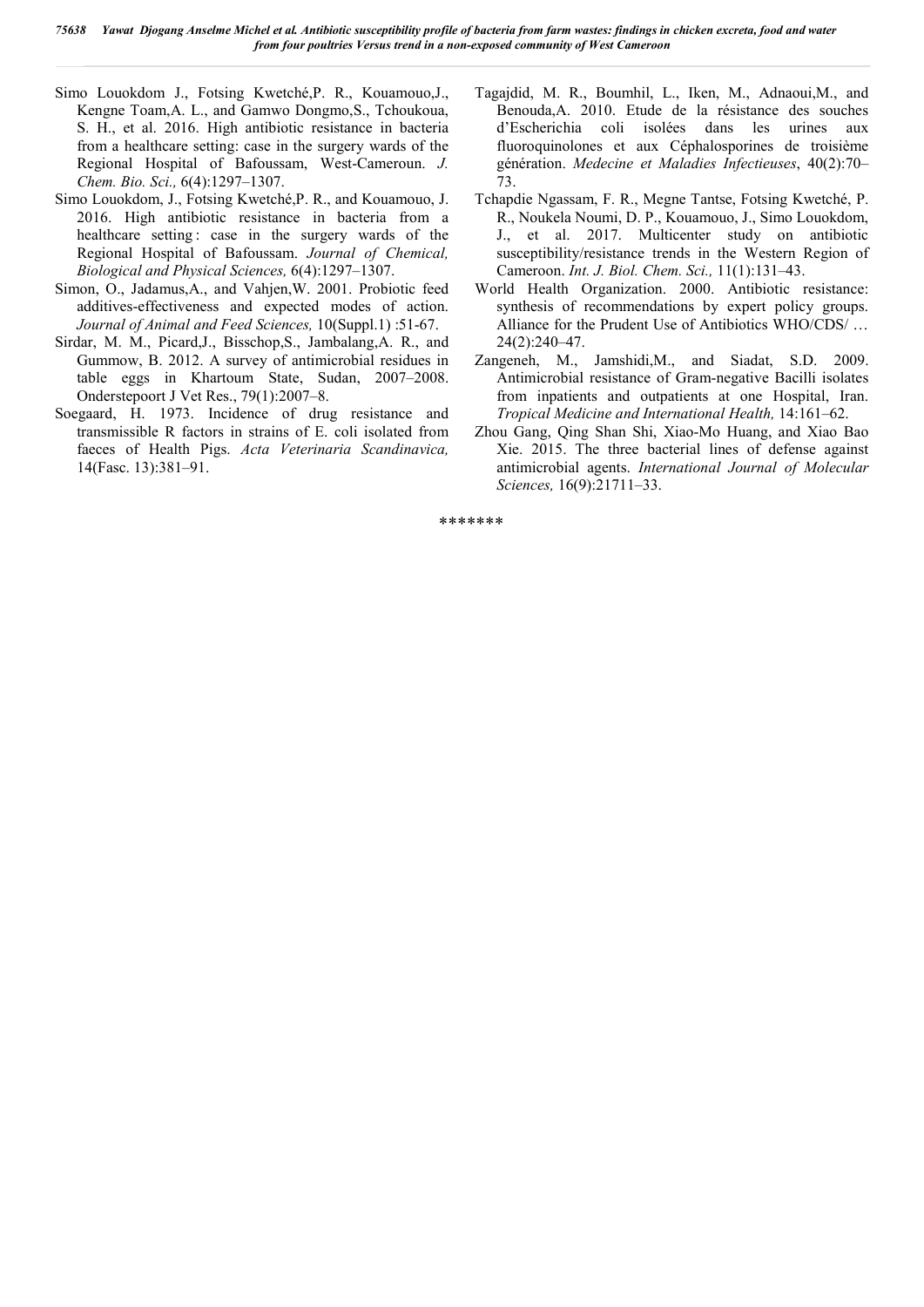Simo Louokdom J., Fotsing Kwetché,P. R., Kouamouo,J., Kengne Toam,A. L., and Gamwo Dongmo,S., Tchoukoua, S. H., et al. 2016. High antibiotic resistance in bacteria from a healthcare setting: case in the surgery wards of the Regional Hospital of Bafoussam, West-Cameroun. *J. Chem. Bio. Sci.,* 6(4):1297–1307.

Simo Louokdom, J., Fotsing Kwetché,P. R., and Kouamouo, J. 2016. High antibiotic resistance in bacteria from a healthcare setting : case in the surgery wards of the Regional Hospital of Bafoussam. *Journal of Chemical, Biological and Physical Sciences,* 6(4):1297–1307.

Simon, O., Jadamus,A., and Vahjen,W. 2001. Probiotic feed additives-effectiveness and expected modes of action. *Journal of Animal and Feed Sciences,* 10(Suppl.1) :51-67.

Sirdar, M. M., Picard,J., Bisschop,S., Jambalang,A. R., and Gummow, B. 2012. A survey of antimicrobial residues in table eggs in Khartoum State, Sudan, 2007–2008. Onderstepoort J Vet Res., 79(1):2007–8.

Soegaard, H. 1973. Incidence of drug resistance and transmissible R factors in strains of E. coli isolated from faeces of Health Pigs. *Acta Veterinaria Scandinavica,* 14(Fasc. 13):381–91.

Tagajdid, M. R., Boumhil, L., Iken, M., Adnaoui,M., and Benouda,A. 2010. Etude de la résistance des souches d'Escherichia coli isolées dans les urines aux fluoroquinolones et aux Céphalosporines de troisième génération. *Medecine et Maladies Infectieuses*, 40(2):70–73.

Tchapdie Ngassam, F. R., Megne Tantse, Fotsing Kwetché, P. R., Noukela Noumi, D. P., Kouamouo, J., Simo Louokdom, J., et al. 2017. Multicenter study on antibiotic susceptibility/resistance trends in the Western Region of Cameroon. *Int. J. Biol. Chem. Sci.,* 11(1):131–43.

World Health Organization. 2000. Antibiotic resistance: synthesis of recommendations by expert policy groups. Alliance for the Prudent Use of Antibiotics WHO/CDS/ … 24(2):240–47.

Zangeneh, M., Jamshidi,M., and Siadat, S.D. 2009. Antimicrobial resistance of Gram-negative Bacilli isolates from inpatients and outpatients at one Hospital, Iran. *Tropical Medicine and International Health,* 14:161–62.

Zhou Gang, Qing Shan Shi, Xiao-Mo Huang, and Xiao Bao Xie. 2015. The three bacterial lines of defense against antimicrobial agents. *International Journal of Molecular Sciences,* 16(9):21711–33.

\*\*\*\*\*\*\*